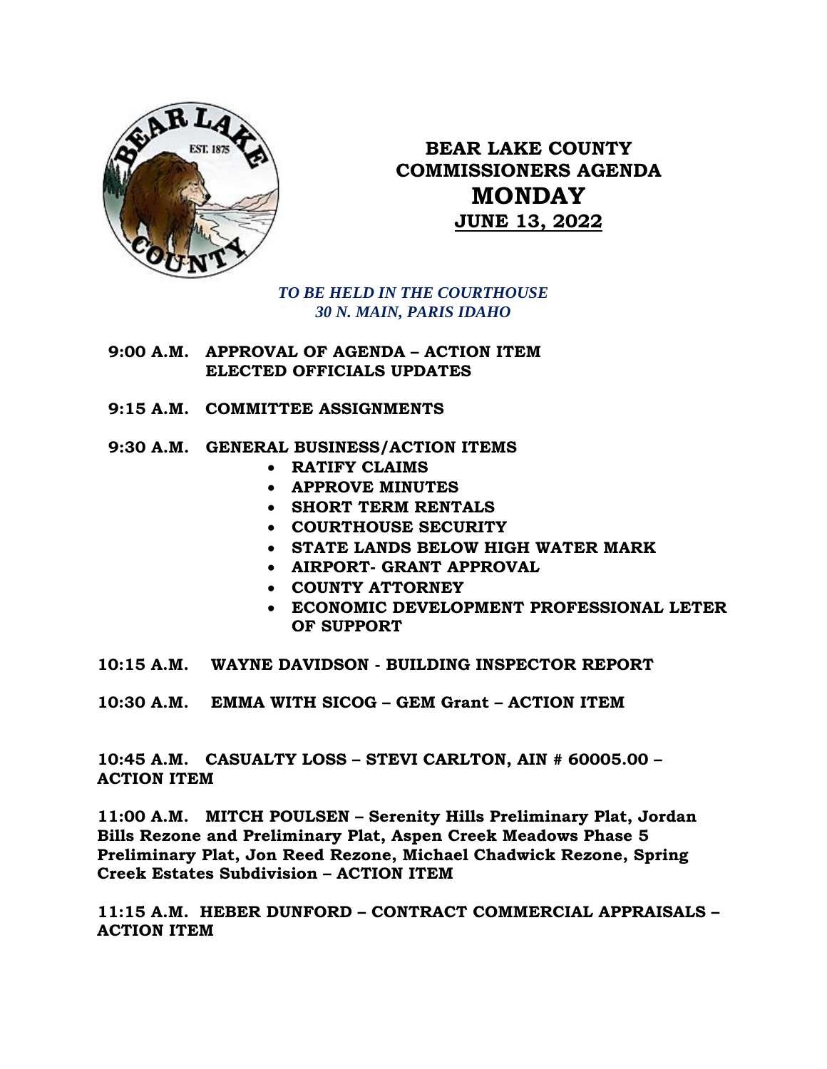# BEAR LAKE COUNTY COMMISSIONERS AGENDA

## MONDAY

## JUNE 13, 2022

*TO BE HELD IN THE COURTHOUSE*
*30 N. MAIN, PARIS IDAHO*

**9:00 A.M. APPROVAL OF AGENDA – ACTION ITEM**
**ELECTED OFFICIALS UPDATES**

**9:15 A.M. COMMITTEE ASSIGNMENTS**

**9:30 A.M. GENERAL BUSINESS/ACTION ITEMS**

- **RATIFY CLAIMS**
- **APPROVE MINUTES**
- **SHORT TERM RENTALS**
- **COURTHOUSE SECURITY**
- **STATE LANDS BELOW HIGH WATER MARK**
- **AIRPORT- GRANT APPROVAL**
- **COUNTY ATTORNEY**
- **ECONOMIC DEVELOPMENT PROFESSIONAL LETER OF SUPPORT**

**10:15 A.M. WAYNE DAVIDSON - BUILDING INSPECTOR REPORT**

**10:30 A.M. EMMA WITH SICOG – GEM Grant – ACTION ITEM**

**10:45 A.M. CASUALTY LOSS – STEVI CARLTON, AIN # 60005.00 – ACTION ITEM**

**11:00 A.M. MITCH POULSEN – Serenity Hills Preliminary Plat, Jordan Bills Rezone and Preliminary Plat, Aspen Creek Meadows Phase 5 Preliminary Plat, Jon Reed Rezone, Michael Chadwick Rezone, Spring Creek Estates Subdivision – ACTION ITEM**

**11:15 A.M. HEBER DUNFORD – CONTRACT COMMERCIAL APPRAISALS – ACTION ITEM**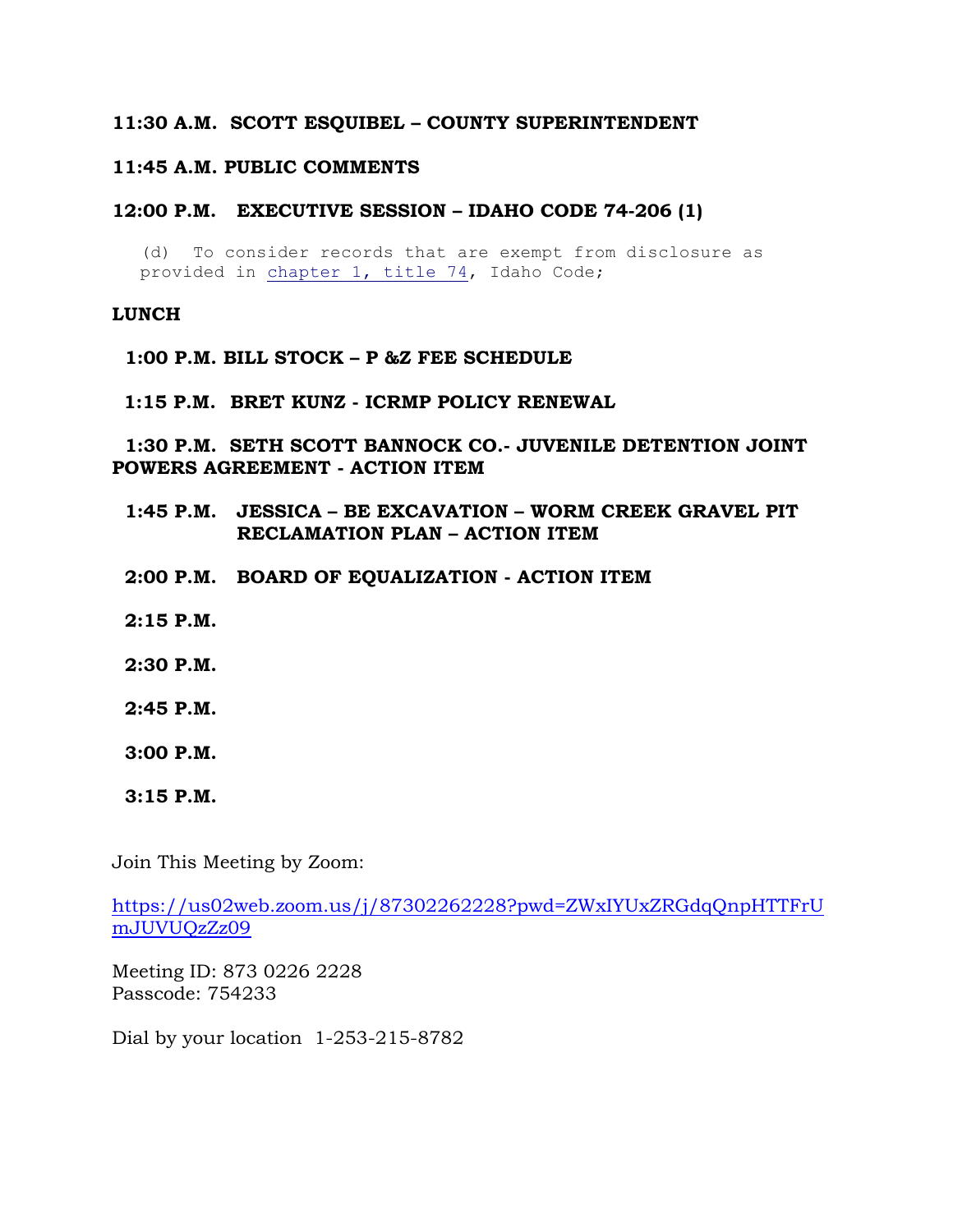**11:30 A.M. SCOTT ESQUIBEL – COUNTY SUPERINTENDENT**

**11:45 A.M. PUBLIC COMMENTS**

**12:00 P.M. EXECUTIVE SESSION – IDAHO CODE 74-206 (1)**

(d) To consider records that are exempt from disclosure as provided in chapter 1, title 74, Idaho Code;

**LUNCH**

**1:00 P.M. BILL STOCK – P &Z FEE SCHEDULE**

**1:15 P.M. BRET KUNZ - ICRMP POLICY RENEWAL**

**1:30 P.M. SETH SCOTT BANNOCK CO.- JUVENILE DETENTION JOINT POWERS AGREEMENT - ACTION ITEM**

**1:45 P.M. JESSICA – BE EXCAVATION – WORM CREEK GRAVEL PIT RECLAMATION PLAN – ACTION ITEM**

**2:00 P.M. BOARD OF EQUALIZATION - ACTION ITEM**

**2:15 P.M.**

**2:30 P.M.**

**2:45 P.M.**

**3:00 P.M.**

**3:15 P.M.**

Join This Meeting by Zoom:

https://us02web.zoom.us/j/87302262228?pwd=ZWxIYUxZRGdqQnpHTTFrUmJUVUQzZz09

Meeting ID: 873 0226 2228
Passcode: 754233

Dial by your location 1-253-215-8782